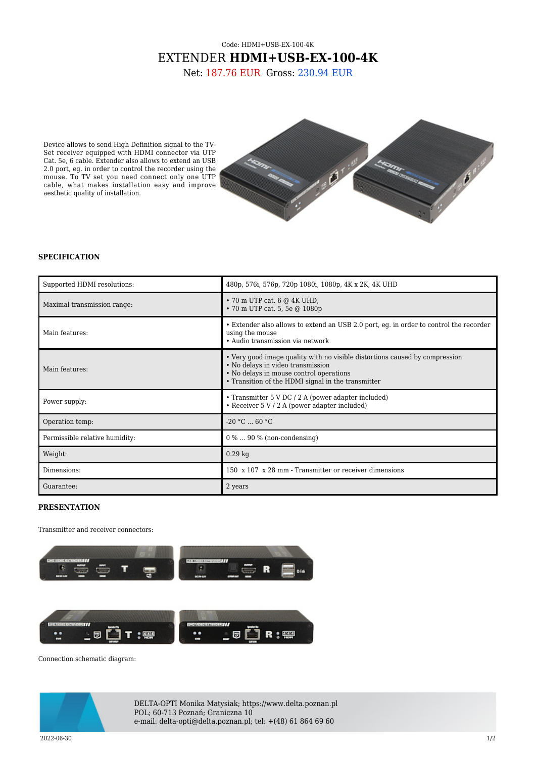Code: HDMI+USB-EX-100-4K

# EXTENDER **HDMI+USB-EX-100-4K**

Net: 187.76 EUR Gross: 230.94 EUR

Device allows to send High Definition signal to the TV-Set receiver equipped with HDMI connector via UTP Cat. 5e, 6 cable. Extender also allows to extend an USB 2.0 port, eg. in order to control the recorder using the mouse. To TV set you need connect only one UTP cable, what makes installation easy and improve aesthetic quality of installation.

## SPECIFICATION

| | |
|---|---|
| Supported HDMI resolutions: | 480p, 576i, 576p, 720p 1080i, 1080p, 4K x 2K, 4K UHD |
| Maximal transmission range: | • 70 m UTP cat. 6 @ 4K UHD,<br>• 70 m UTP cat. 5, 5e @ 1080p |
| Main features: | • Extender also allows to extend an USB 2.0 port, eg. in order to control the recorder using the mouse<br>• Audio transmission via network |
| Main features: | • Very good image quality with no visible distortions caused by compression<br>• No delays in video transmission<br>• No delays in mouse control operations<br>• Transition of the HDMI signal in the transmitter |
| Power supply: | • Transmitter 5 V DC / 2 A (power adapter included)<br>• Receiver 5 V / 2 A (power adapter included) |
| Operation temp: | -20 °C ... 60 °C |
| Permissible relative humidity: | 0 % ... 90 % (non-condensing) |
| Weight: | 0.29 kg |
| Dimensions: | 150 x 107 x 28 mm - Transmitter or receiver dimensions |
| Guarantee: | 2 years |

## PRESENTATION

Transmitter and receiver connectors:

Connection schematic diagram:

DELTA-OPTI Monika Matysiak; https://www.delta.poznan.pl
POL; 60-713 Poznań; Graniczna 10
e-mail: delta-opti@delta.poznan.pl; tel: +(48) 61 864 69 60

2022-06-30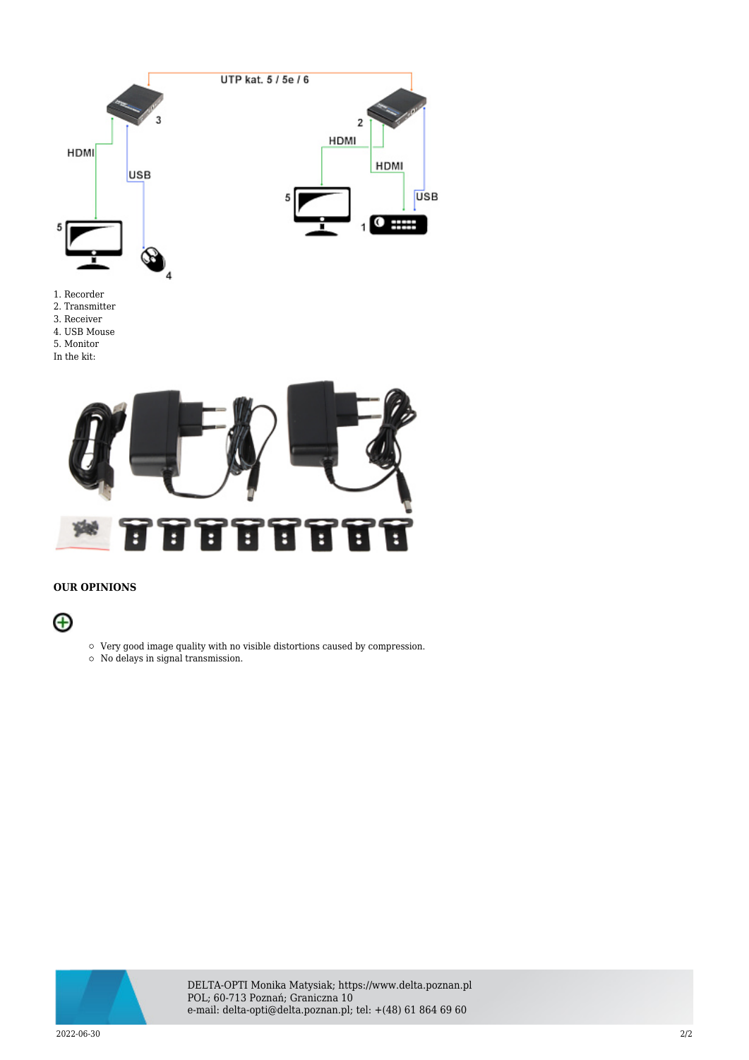UTP kat. 5 / 5e / 6

HDMI

USB

HDMI

HDMI

USB

1. Recorder
2. Transmitter
3. Receiver
4. USB Mouse
5. Monitor

In the kit:

**OUR OPINIONS**

- Very good image quality with no visible distortions caused by compression.
- No delays in signal transmission.

DELTA-OPTI Monika Matysiak; https://www.delta.poznan.pl
POL; 60-713 Poznań; Graniczna 10
e-mail: delta-opti@delta.poznan.pl; tel: +(48) 61 864 69 60

2022-06-30